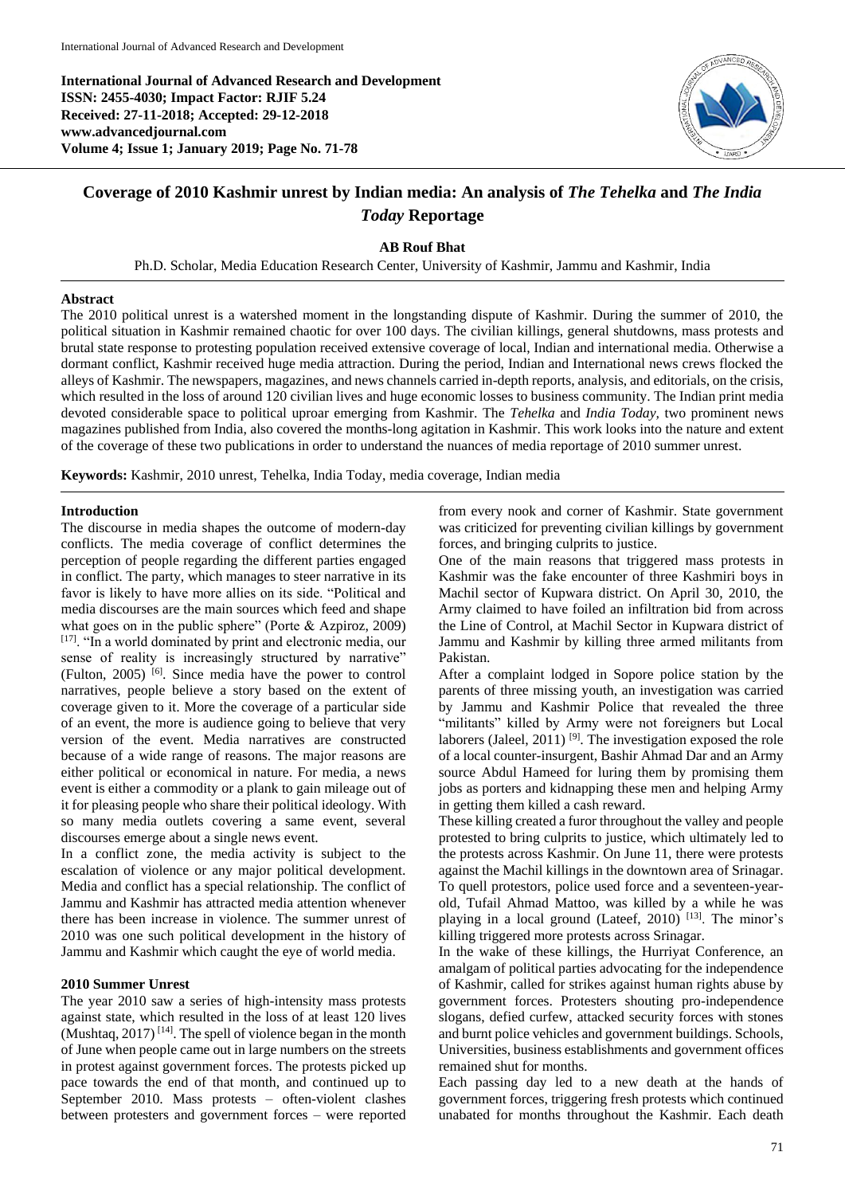**International Journal of Advanced Research and Development**
**ISSN: 2455-4030; Impact Factor: RJIF 5.24**
**Received: 27-11-2018; Accepted: 29-12-2018**
**www.advancedjournal.com**
**Volume 4; Issue 1; January 2019; Page No. 71-78**

# Coverage of 2010 Kashmir unrest by Indian media: An analysis of *The Tehelka* and *The India Today* Reportage

**AB Rouf Bhat**

Ph.D. Scholar, Media Education Research Center, University of Kashmir, Jammu and Kashmir, India

**Abstract**

The 2010 political unrest is a watershed moment in the longstanding dispute of Kashmir. During the summer of 2010, the political situation in Kashmir remained chaotic for over 100 days. The civilian killings, general shutdowns, mass protests and brutal state response to protesting population received extensive coverage of local, Indian and international media. Otherwise a dormant conflict, Kashmir received huge media attraction. During the period, Indian and International news crews flocked the alleys of Kashmir. The newspapers, magazines, and news channels carried in-depth reports, analysis, and editorials, on the crisis, which resulted in the loss of around 120 civilian lives and huge economic losses to business community. The Indian print media devoted considerable space to political uproar emerging from Kashmir. The *Tehelka* and *India Today,* two prominent news magazines published from India, also covered the months-long agitation in Kashmir. This work looks into the nature and extent of the coverage of these two publications in order to understand the nuances of media reportage of 2010 summer unrest.

**Keywords:** Kashmir, 2010 unrest, Tehelka, India Today, media coverage, Indian media

## Introduction

The discourse in media shapes the outcome of modern-day conflicts. The media coverage of conflict determines the perception of people regarding the different parties engaged in conflict. The party, which manages to steer narrative in its favor is likely to have more allies on its side. "Political and media discourses are the main sources which feed and shape what goes on in the public sphere" (Porte & Azpiroz, 2009) [17]. "In a world dominated by print and electronic media, our sense of reality is increasingly structured by narrative" (Fulton, 2005) [6]. Since media have the power to control narratives, people believe a story based on the extent of coverage given to it. More the coverage of a particular side of an event, the more is audience going to believe that very version of the event. Media narratives are constructed because of a wide range of reasons. The major reasons are either political or economical in nature. For media, a news event is either a commodity or a plank to gain mileage out of it for pleasing people who share their political ideology. With so many media outlets covering a same event, several discourses emerge about a single news event.

In a conflict zone, the media activity is subject to the escalation of violence or any major political development. Media and conflict has a special relationship. The conflict of Jammu and Kashmir has attracted media attention whenever there has been increase in violence. The summer unrest of 2010 was one such political development in the history of Jammu and Kashmir which caught the eye of world media.

## 2010 Summer Unrest

The year 2010 saw a series of high-intensity mass protests against state, which resulted in the loss of at least 120 lives (Mushtaq, 2017) [14]. The spell of violence began in the month of June when people came out in large numbers on the streets in protest against government forces. The protests picked up pace towards the end of that month, and continued up to September 2010. Mass protests – often-violent clashes between protesters and government forces – were reported from every nook and corner of Kashmir. State government was criticized for preventing civilian killings by government forces, and bringing culprits to justice.

One of the main reasons that triggered mass protests in Kashmir was the fake encounter of three Kashmiri boys in Machil sector of Kupwara district. On April 30, 2010, the Army claimed to have foiled an infiltration bid from across the Line of Control, at Machil Sector in Kupwara district of Jammu and Kashmir by killing three armed militants from Pakistan.

After a complaint lodged in Sopore police station by the parents of three missing youth, an investigation was carried by Jammu and Kashmir Police that revealed the three "militants" killed by Army were not foreigners but Local laborers (Jaleel, 2011) [9]. The investigation exposed the role of a local counter-insurgent, Bashir Ahmad Dar and an Army source Abdul Hameed for luring them by promising them jobs as porters and kidnapping these men and helping Army in getting them killed a cash reward.

These killing created a furor throughout the valley and people protested to bring culprits to justice, which ultimately led to the protests across Kashmir. On June 11, there were protests against the Machil killings in the downtown area of Srinagar. To quell protestors, police used force and a seventeen-year-old, Tufail Ahmad Mattoo, was killed by a while he was playing in a local ground (Lateef, 2010) [13]. The minor's killing triggered more protests across Srinagar.

In the wake of these killings, the Hurriyat Conference, an amalgam of political parties advocating for the independence of Kashmir, called for strikes against human rights abuse by government forces. Protesters shouting pro-independence slogans, defied curfew, attacked security forces with stones and burnt police vehicles and government buildings. Schools, Universities, business establishments and government offices remained shut for months.

Each passing day led to a new death at the hands of government forces, triggering fresh protests which continued unabated for months throughout the Kashmir. Each death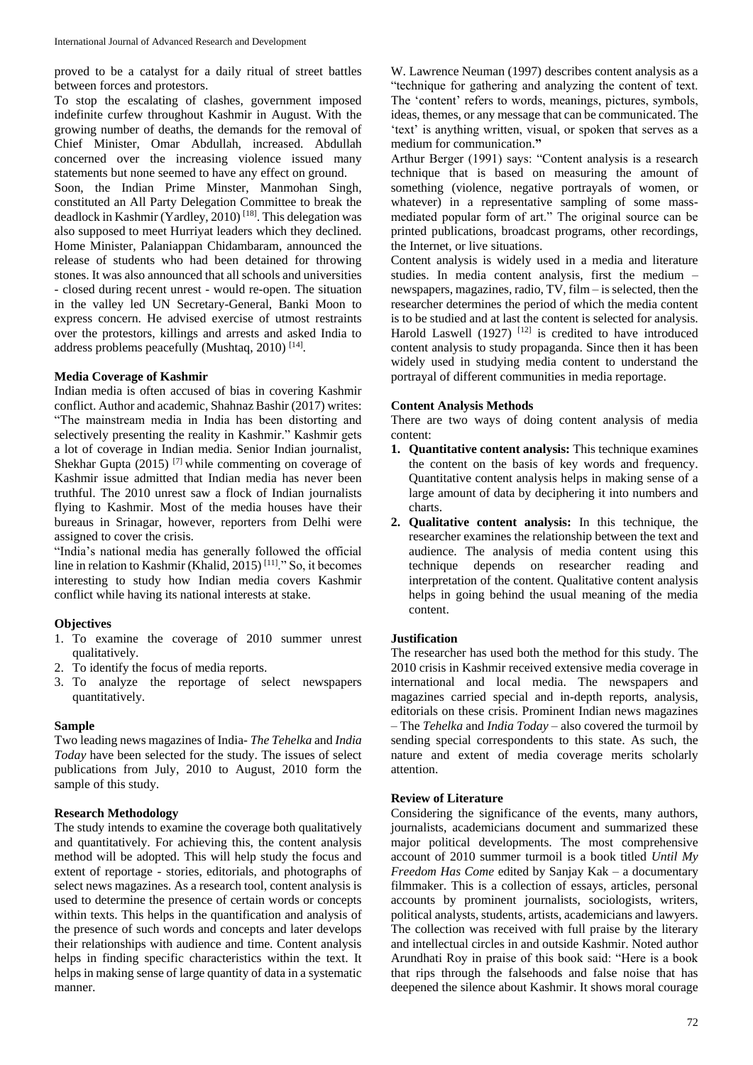proved to be a catalyst for a daily ritual of street battles between forces and protestors.

To stop the escalating of clashes, government imposed indefinite curfew throughout Kashmir in August. With the growing number of deaths, the demands for the removal of Chief Minister, Omar Abdullah, increased. Abdullah concerned over the increasing violence issued many statements but none seemed to have any effect on ground.

Soon, the Indian Prime Minster, Manmohan Singh, constituted an All Party Delegation Committee to break the deadlock in Kashmir (Yardley, 2010) [18]. This delegation was also supposed to meet Hurriyat leaders which they declined. Home Minister, Palaniappan Chidambaram, announced the release of students who had been detained for throwing stones. It was also announced that all schools and universities - closed during recent unrest - would re-open. The situation in the valley led UN Secretary-General, Banki Moon to express concern. He advised exercise of utmost restraints over the protestors, killings and arrests and asked India to address problems peacefully (Mushtaq, 2010) [14].

### Media Coverage of Kashmir

Indian media is often accused of bias in covering Kashmir conflict. Author and academic, Shahnaz Bashir (2017) writes: "The mainstream media in India has been distorting and selectively presenting the reality in Kashmir." Kashmir gets a lot of coverage in Indian media. Senior Indian journalist, Shekhar Gupta (2015) [7] while commenting on coverage of Kashmir issue admitted that Indian media has never been truthful. The 2010 unrest saw a flock of Indian journalists flying to Kashmir. Most of the media houses have their bureaus in Srinagar, however, reporters from Delhi were assigned to cover the crisis.

"India's national media has generally followed the official line in relation to Kashmir (Khalid, 2015) [11]." So, it becomes interesting to study how Indian media covers Kashmir conflict while having its national interests at stake.

### Objectives

1. To examine the coverage of 2010 summer unrest qualitatively.
2. To identify the focus of media reports.
3. To analyze the reportage of select newspapers quantitatively.

### Sample

Two leading news magazines of India- *The Tehelka* and *India Today* have been selected for the study. The issues of select publications from July, 2010 to August, 2010 form the sample of this study.

### Research Methodology

The study intends to examine the coverage both qualitatively and quantitatively. For achieving this, the content analysis method will be adopted. This will help study the focus and extent of reportage - stories, editorials, and photographs of select news magazines. As a research tool, content analysis is used to determine the presence of certain words or concepts within texts. This helps in the quantification and analysis of the presence of such words and concepts and later develops their relationships with audience and time. Content analysis helps in finding specific characteristics within the text. It helps in making sense of large quantity of data in a systematic manner.

W. Lawrence Neuman (1997) describes content analysis as a "technique for gathering and analyzing the content of text. The 'content' refers to words, meanings, pictures, symbols, ideas, themes, or any message that can be communicated. The 'text' is anything written, visual, or spoken that serves as a medium for communication."

Arthur Berger (1991) says: "Content analysis is a research technique that is based on measuring the amount of something (violence, negative portrayals of women, or whatever) in a representative sampling of some mass-mediated popular form of art." The original source can be printed publications, broadcast programs, other recordings, the Internet, or live situations.

Content analysis is widely used in a media and literature studies. In media content analysis, first the medium – newspapers, magazines, radio, TV, film – is selected, then the researcher determines the period of which the media content is to be studied and at last the content is selected for analysis. Harold Laswell (1927) [12] is credited to have introduced content analysis to study propaganda. Since then it has been widely used in studying media content to understand the portrayal of different communities in media reportage.

### Content Analysis Methods

There are two ways of doing content analysis of media content:

1. **Quantitative content analysis:** This technique examines the content on the basis of key words and frequency. Quantitative content analysis helps in making sense of a large amount of data by deciphering it into numbers and charts.
2. **Qualitative content analysis:** In this technique, the researcher examines the relationship between the text and audience. The analysis of media content using this technique depends on researcher reading and interpretation of the content. Qualitative content analysis helps in going behind the usual meaning of the media content.

### Justification

The researcher has used both the method for this study. The 2010 crisis in Kashmir received extensive media coverage in international and local media. The newspapers and magazines carried special and in-depth reports, analysis, editorials on these crisis. Prominent Indian news magazines – The *Tehelka* and *India Today* – also covered the turmoil by sending special correspondents to this state. As such, the nature and extent of media coverage merits scholarly attention.

### Review of Literature

Considering the significance of the events, many authors, journalists, academicians document and summarized these major political developments. The most comprehensive account of 2010 summer turmoil is a book titled *Until My Freedom Has Come* edited by Sanjay Kak – a documentary filmmaker. This is a collection of essays, articles, personal accounts by prominent journalists, sociologists, writers, political analysts, students, artists, academicians and lawyers. The collection was received with full praise by the literary and intellectual circles in and outside Kashmir. Noted author Arundhati Roy in praise of this book said: "Here is a book that rips through the falsehoods and false noise that has deepened the silence about Kashmir. It shows moral courage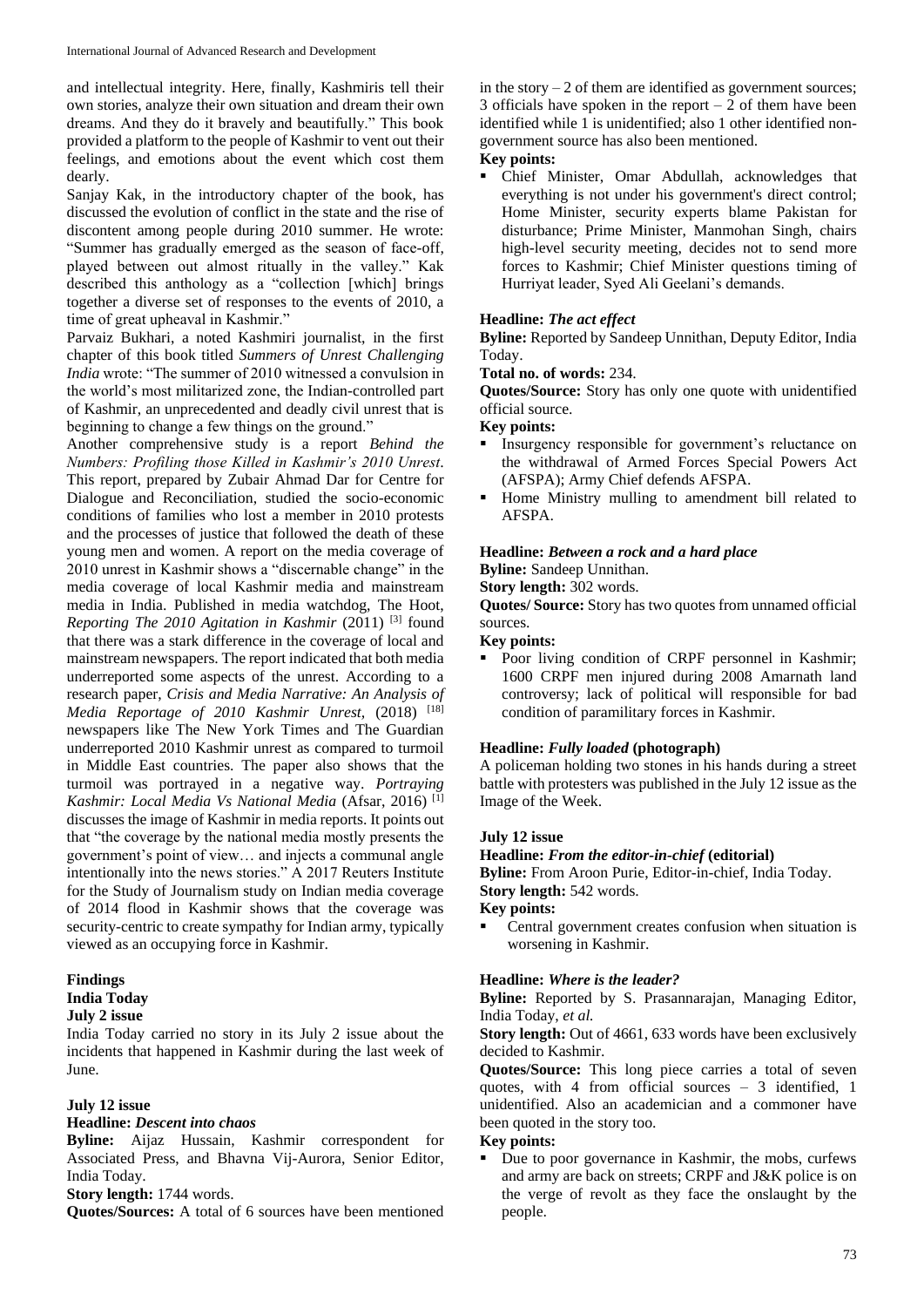and intellectual integrity. Here, finally, Kashmiris tell their own stories, analyze their own situation and dream their own dreams. And they do it bravely and beautifully." This book provided a platform to the people of Kashmir to vent out their feelings, and emotions about the event which cost them dearly.

Sanjay Kak, in the introductory chapter of the book, has discussed the evolution of conflict in the state and the rise of discontent among people during 2010 summer. He wrote: "Summer has gradually emerged as the season of face-off, played between out almost ritually in the valley." Kak described this anthology as a "collection [which] brings together a diverse set of responses to the events of 2010, a time of great upheaval in Kashmir."

Parvaiz Bukhari, a noted Kashmiri journalist, in the first chapter of this book titled *Summers of Unrest Challenging India* wrote: "The summer of 2010 witnessed a convulsion in the world's most militarized zone, the Indian-controlled part of Kashmir, an unprecedented and deadly civil unrest that is beginning to change a few things on the ground."

Another comprehensive study is a report *Behind the Numbers: Profiling those Killed in Kashmir's 2010 Unrest*. This report, prepared by Zubair Ahmad Dar for Centre for Dialogue and Reconciliation, studied the socio-economic conditions of families who lost a member in 2010 protests and the processes of justice that followed the death of these young men and women. A report on the media coverage of 2010 unrest in Kashmir shows a "discernable change" in the media coverage of local Kashmir media and mainstream media in India. Published in media watchdog, The Hoot, *Reporting The 2010 Agitation in Kashmir* (2011) [3] found that there was a stark difference in the coverage of local and mainstream newspapers. The report indicated that both media underreported some aspects of the unrest. According to a research paper, *Crisis and Media Narrative: An Analysis of Media Reportage of 2010 Kashmir Unrest*, (2018) [18] newspapers like The New York Times and The Guardian underreported 2010 Kashmir unrest as compared to turmoil in Middle East countries. The paper also shows that the turmoil was portrayed in a negative way. *Portraying Kashmir: Local Media Vs National Media* (Afsar, 2016) [1] discusses the image of Kashmir in media reports. It points out that "the coverage by the national media mostly presents the government's point of view… and injects a communal angle intentionally into the news stories." A 2017 Reuters Institute for the Study of Journalism study on Indian media coverage of 2014 flood in Kashmir shows that the coverage was security-centric to create sympathy for Indian army, typically viewed as an occupying force in Kashmir.

## Findings

### India Today

**July 2 issue**

India Today carried no story in its July 2 issue about the incidents that happened in Kashmir during the last week of June.

**July 12 issue**

**Headline:** ***Descent into chaos***

**Byline:** Aijaz Hussain, Kashmir correspondent for Associated Press, and Bhavna Vij-Aurora, Senior Editor, India Today.

**Story length:** 1744 words.

**Quotes/Sources:** A total of 6 sources have been mentioned in the story – 2 of them are identified as government sources; 3 officials have spoken in the report – 2 of them have been identified while 1 is unidentified; also 1 other identified non-government source has also been mentioned.

**Key points:**

- Chief Minister, Omar Abdullah, acknowledges that everything is not under his government's direct control; Home Minister, security experts blame Pakistan for disturbance; Prime Minister, Manmohan Singh, chairs high-level security meeting, decides not to send more forces to Kashmir; Chief Minister questions timing of Hurriyat leader, Syed Ali Geelani's demands.

**Headline:** ***The act effect***

**Byline:** Reported by Sandeep Unnithan, Deputy Editor, India Today.

**Total no. of words:** 234.

**Quotes/Source:** Story has only one quote with unidentified official source.

**Key points:**

- Insurgency responsible for government's reluctance on the withdrawal of Armed Forces Special Powers Act (AFSPA); Army Chief defends AFSPA.
- Home Ministry mulling to amendment bill related to AFSPA.

**Headline:** ***Between a rock and a hard place***

**Byline:** Sandeep Unnithan.

**Story length:** 302 words.

**Quotes/ Source:** Story has two quotes from unnamed official sources.

**Key points:**

- Poor living condition of CRPF personnel in Kashmir; 1600 CRPF men injured during 2008 Amarnath land controversy; lack of political will responsible for bad condition of paramilitary forces in Kashmir.

**Headline:** ***Fully loaded*** **(photograph)**

A policeman holding two stones in his hands during a street battle with protesters was published in the July 12 issue as the Image of the Week.

**July 12 issue**

**Headline:** ***From the editor-in-chief*** **(editorial)**

**Byline:** From Aroon Purie, Editor-in-chief, India Today.

**Story length:** 542 words.

**Key points:**

- Central government creates confusion when situation is worsening in Kashmir.

**Headline:** ***Where is the leader?***

**Byline:** Reported by S. Prasannarajan, Managing Editor, India Today, *et al.*

**Story length:** Out of 4661, 633 words have been exclusively decided to Kashmir.

**Quotes/Source:** This long piece carries a total of seven quotes, with 4 from official sources – 3 identified, 1 unidentified. Also an academician and a commoner have been quoted in the story too.

**Key points:**

- Due to poor governance in Kashmir, the mobs, curfews and army are back on streets; CRPF and J&K police is on the verge of revolt as they face the onslaught by the people.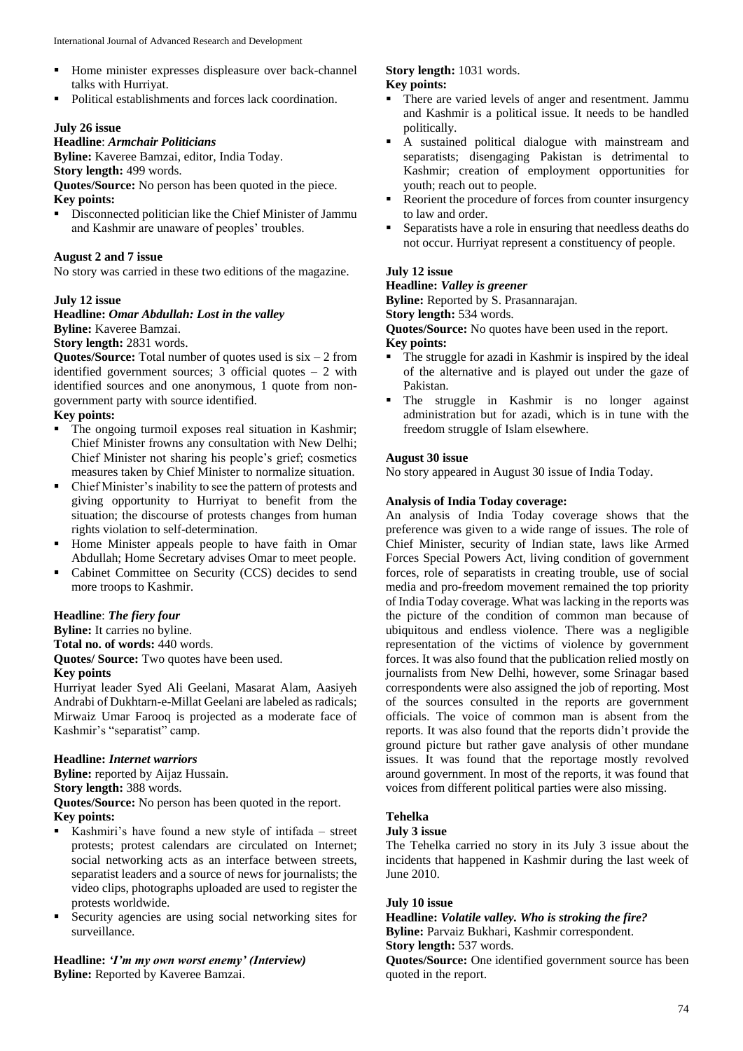- Home minister expresses displeasure over back-channel talks with Hurriyat.
- Political establishments and forces lack coordination.

**July 26 issue**

**Headline**: ***Armchair Politicians***

**Byline:** Kaveree Bamzai, editor, India Today.

**Story length:** 499 words.

**Quotes/Source:** No person has been quoted in the piece.

**Key points:**

- Disconnected politician like the Chief Minister of Jammu and Kashmir are unaware of peoples' troubles.

**August 2 and 7 issue**

No story was carried in these two editions of the magazine.

**July 12 issue**

**Headline:** ***Omar Abdullah: Lost in the valley***

**Byline:** Kaveree Bamzai.

**Story length:** 2831 words.

**Quotes/Source:** Total number of quotes used is six – 2 from identified government sources; 3 official quotes – 2 with identified sources and one anonymous, 1 quote from non-government party with source identified.

**Key points:**

- The ongoing turmoil exposes real situation in Kashmir; Chief Minister frowns any consultation with New Delhi; Chief Minister not sharing his people's grief; cosmetics measures taken by Chief Minister to normalize situation.
- Chief Minister's inability to see the pattern of protests and giving opportunity to Hurriyat to benefit from the situation; the discourse of protests changes from human rights violation to self-determination.
- Home Minister appeals people to have faith in Omar Abdullah; Home Secretary advises Omar to meet people.
- Cabinet Committee on Security (CCS) decides to send more troops to Kashmir.

**Headline**: ***The fiery four***

**Byline:** It carries no byline.

**Total no. of words:** 440 words.

**Quotes/ Source:** Two quotes have been used.

**Key points**

Hurriyat leader Syed Ali Geelani, Masarat Alam, Aasiyeh Andrabi of Dukhtarn-e-Millat Geelani are labeled as radicals; Mirwaiz Umar Farooq is projected as a moderate face of Kashmir's "separatist" camp.

**Headline:** ***Internet warriors***

**Byline:** reported by Aijaz Hussain.

**Story length:** 388 words.

**Quotes/Source:** No person has been quoted in the report.

**Key points:**

- Kashmiri's have found a new style of intifada – street protests; protest calendars are circulated on Internet; social networking acts as an interface between streets, separatist leaders and a source of news for journalists; the video clips, photographs uploaded are used to register the protests worldwide.
- Security agencies are using social networking sites for surveillance.

**Headline:** ***'I'm my own worst enemy' (Interview)***

**Byline:** Reported by Kaveree Bamzai.

**Story length:** 1031 words.

**Key points:**

- There are varied levels of anger and resentment. Jammu and Kashmir is a political issue. It needs to be handled politically.
- A sustained political dialogue with mainstream and separatists; disengaging Pakistan is detrimental to Kashmir; creation of employment opportunities for youth; reach out to people.
- Reorient the procedure of forces from counter insurgency to law and order.
- Separatists have a role in ensuring that needless deaths do not occur. Hurriyat represent a constituency of people.

**July 12 issue**

**Headline:** ***Valley is greener***

**Byline:** Reported by S. Prasannarajan.

**Story length:** 534 words.

**Quotes/Source:** No quotes have been used in the report.

**Key points:**

- The struggle for azadi in Kashmir is inspired by the ideal of the alternative and is played out under the gaze of Pakistan.
- The struggle in Kashmir is no longer against administration but for azadi, which is in tune with the freedom struggle of Islam elsewhere.

**August 30 issue**

No story appeared in August 30 issue of India Today.

**Analysis of India Today coverage:**

An analysis of India Today coverage shows that the preference was given to a wide range of issues. The role of Chief Minister, security of Indian state, laws like Armed Forces Special Powers Act, living condition of government forces, role of separatists in creating trouble, use of social media and pro-freedom movement remained the top priority of India Today coverage. What was lacking in the reports was the picture of the condition of common man because of ubiquitous and endless violence. There was a negligible representation of the victims of violence by government forces. It was also found that the publication relied mostly on journalists from New Delhi, however, some Srinagar based correspondents were also assigned the job of reporting. Most of the sources consulted in the reports are government officials. The voice of common man is absent from the reports. It was also found that the reports didn't provide the ground picture but rather gave analysis of other mundane issues. It was found that the reportage mostly revolved around government. In most of the reports, it was found that voices from different political parties were also missing.

## Tehelka

**July 3 issue**

The Tehelka carried no story in its July 3 issue about the incidents that happened in Kashmir during the last week of June 2010.

**July 10 issue**

**Headline:** ***Volatile valley. Who is stroking the fire?***

**Byline:** Parvaiz Bukhari, Kashmir correspondent.

**Story length:** 537 words.

**Quotes/Source:** One identified government source has been quoted in the report.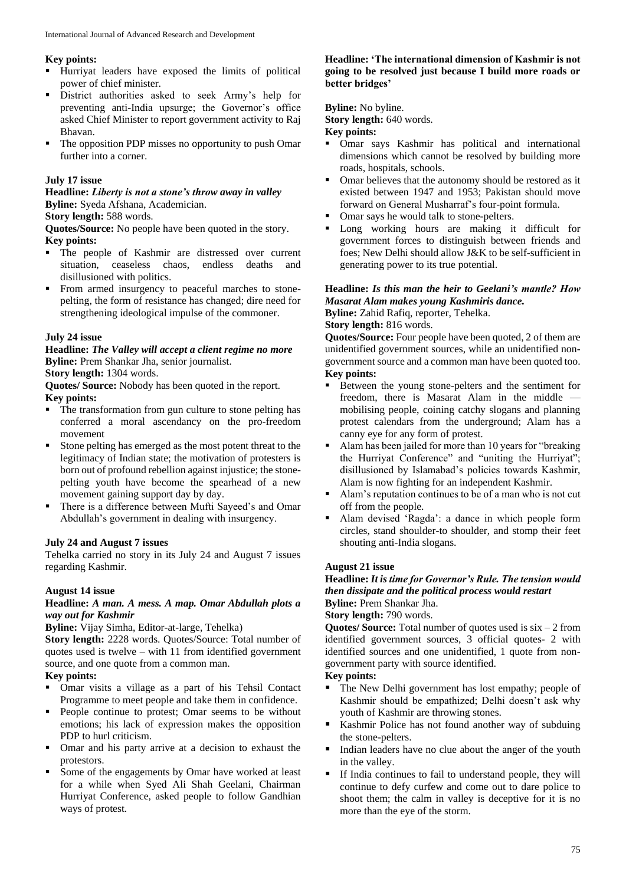**Key points:**

- Hurriyat leaders have exposed the limits of political power of chief minister.
- District authorities asked to seek Army's help for preventing anti-India upsurge; the Governor's office asked Chief Minister to report government activity to Raj Bhavan.
- The opposition PDP misses no opportunity to push Omar further into a corner.

**July 17 issue**

**Headline:** ***Liberty is not a stone's throw away in valley***
**Byline:** Syeda Afshana, Academician.
**Story length:** 588 words.
**Quotes/Source:** No people have been quoted in the story.
**Key points:**

- The people of Kashmir are distressed over current situation, ceaseless chaos, endless deaths and disillusioned with politics.
- From armed insurgency to peaceful marches to stone-pelting, the form of resistance has changed; dire need for strengthening ideological impulse of the commoner.

**July 24 issue**

**Headline:** ***The Valley will accept a client regime no more***
**Byline:** Prem Shankar Jha, senior journalist.
**Story length:** 1304 words.
**Quotes/ Source:** Nobody has been quoted in the report.
**Key points:**

- The transformation from gun culture to stone pelting has conferred a moral ascendancy on the pro-freedom movement
- Stone pelting has emerged as the most potent threat to the legitimacy of Indian state; the motivation of protesters is born out of profound rebellion against injustice; the stone-pelting youth have become the spearhead of a new movement gaining support day by day.
- There is a difference between Mufti Sayeed's and Omar Abdullah's government in dealing with insurgency.

**July 24 and August 7 issues**

Tehelka carried no story in its July 24 and August 7 issues regarding Kashmir.

**August 14 issue**

**Headline:** ***A man. A mess. A map. Omar Abdullah plots a way out for Kashmir***
**Byline:** Vijay Simha, Editor-at-large, Tehelka)
**Story length:** 2228 words. Quotes/Source: Total number of quotes used is twelve – with 11 from identified government source, and one quote from a common man.
**Key points:**

- Omar visits a village as a part of his Tehsil Contact Programme to meet people and take them in confidence.
- People continue to protest; Omar seems to be without emotions; his lack of expression makes the opposition PDP to hurl criticism.
- Omar and his party arrive at a decision to exhaust the protestors.
- Some of the engagements by Omar have worked at least for a while when Syed Ali Shah Geelani, Chairman Hurriyat Conference, asked people to follow Gandhian ways of protest.

**Headline: 'The international dimension of Kashmir is not going to be resolved just because I build more roads or better bridges'**

**Byline:** No byline.
**Story length:** 640 words.
**Key points:**

- Omar says Kashmir has political and international dimensions which cannot be resolved by building more roads, hospitals, schools.
- Omar believes that the autonomy should be restored as it existed between 1947 and 1953; Pakistan should move forward on General Musharraf's four-point formula.
- Omar says he would talk to stone-pelters.
- Long working hours are making it difficult for government forces to distinguish between friends and foes; New Delhi should allow J&K to be self-sufficient in generating power to its true potential.

**Headline:** ***Is this man the heir to Geelani's mantle? How Masarat Alam makes young Kashmiris dance.***
**Byline:** Zahid Rafiq, reporter, Tehelka.
**Story length:** 816 words.
**Quotes/Source:** Four people have been quoted, 2 of them are unidentified government sources, while an unidentified non-government source and a common man have been quoted too.
**Key points:**

- Between the young stone-pelters and the sentiment for freedom, there is Masarat Alam in the middle — mobilising people, coining catchy slogans and planning protest calendars from the underground; Alam has a canny eye for any form of protest.
- Alam has been jailed for more than 10 years for "breaking the Hurriyat Conference" and "uniting the Hurriyat"; disillusioned by Islamabad's policies towards Kashmir, Alam is now fighting for an independent Kashmir.
- Alam's reputation continues to be of a man who is not cut off from the people.
- Alam devised 'Ragda': a dance in which people form circles, stand shoulder-to shoulder, and stomp their feet shouting anti-India slogans.

**August 21 issue**

**Headline:** ***It is time for Governor's Rule. The tension would then dissipate and the political process would restart***
**Byline:** Prem Shankar Jha.
**Story length:** 790 words.
**Quotes/ Source:** Total number of quotes used is six – 2 from identified government sources, 3 official quotes- 2 with identified sources and one unidentified, 1 quote from non-government party with source identified.
**Key points:**

- The New Delhi government has lost empathy; people of Kashmir should be empathized; Delhi doesn't ask why youth of Kashmir are throwing stones.
- Kashmir Police has not found another way of subduing the stone-pelters.
- Indian leaders have no clue about the anger of the youth in the valley.
- If India continues to fail to understand people, they will continue to defy curfew and come out to dare police to shoot them; the calm in valley is deceptive for it is no more than the eye of the storm.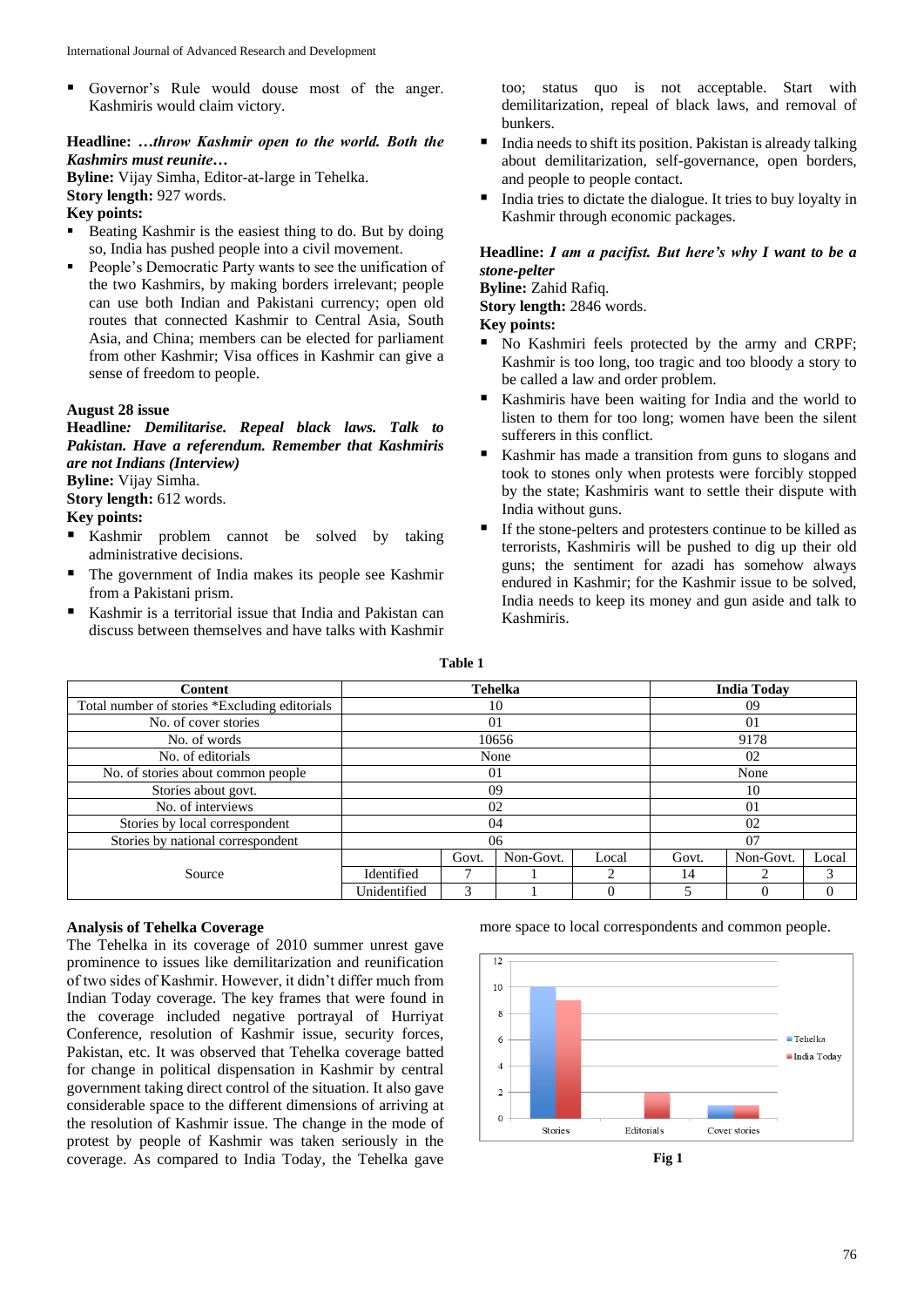- Governor's Rule would douse most of the anger. Kashmiris would claim victory.

**Headline:** ***…throw Kashmir open to the world. Both the Kashmirs must reunite…***
**Byline:** Vijay Simha, Editor-at-large in Tehelka.
**Story length:** 927 words.
**Key points:**

- Beating Kashmir is the easiest thing to do. But by doing so, India has pushed people into a civil movement.
- People's Democratic Party wants to see the unification of the two Kashmirs, by making borders irrelevant; people can use both Indian and Pakistani currency; open old routes that connected Kashmir to Central Asia, South Asia, and China; members can be elected for parliament from other Kashmir; Visa offices in Kashmir can give a sense of freedom to people.

**August 28 issue**
**Headline:** ***Demilitarise. Repeal black laws. Talk to Pakistan. Have a referendum. Remember that Kashmiris are not Indians (Interview)***
**Byline:** Vijay Simha.
**Story length:** 612 words.
**Key points:**

- Kashmir problem cannot be solved by taking administrative decisions.
- The government of India makes its people see Kashmir from a Pakistani prism.
- Kashmir is a territorial issue that India and Pakistan can discuss between themselves and have talks with Kashmir too; status quo is not acceptable. Start with demilitarization, repeal of black laws, and removal of bunkers.
- India needs to shift its position. Pakistan is already talking about demilitarization, self-governance, open borders, and people to people contact.
- India tries to dictate the dialogue. It tries to buy loyalty in Kashmir through economic packages.

**Headline:** ***I am a pacifist. But here's why I want to be a stone-pelter***
**Byline:** Zahid Rafiq.
**Story length:** 2846 words.
**Key points:**

- No Kashmiri feels protected by the army and CRPF; Kashmir is too long, too tragic and too bloody a story to be called a law and order problem.
- Kashmiris have been waiting for India and the world to listen to them for too long; women have been the silent sufferers in this conflict.
- Kashmir has made a transition from guns to slogans and took to stones only when protests were forcibly stopped by the state; Kashmiris want to settle their dispute with India without guns.
- If the stone-pelters and protesters continue to be killed as terrorists, Kashmiris will be pushed to dig up their old guns; the sentiment for azadi has somehow always endured in Kashmir; for the Kashmir issue to be solved, India needs to keep its money and gun aside and talk to Kashmiris.

**Table 1**

| Content | Tehelka | | | | India Today | | |
|---|---|---|---|---|---|---|---|
| Total number of stories *Excluding editorials | 10 | | | | 09 | | |
| No. of cover stories | 01 | | | | 01 | | |
| No. of words | 10656 | | | | 9178 | | |
| No. of editorials | None | | | | 02 | | |
| No. of stories about common people | 01 | | | | None | | |
| Stories about govt. | 09 | | | | 10 | | |
| No. of interviews | 02 | | | | 01 | | |
| Stories by local correspondent | 04 | | | | 02 | | |
| Stories by national correspondent | 06 | | | | 07 | | |
| Source | | Govt. | Non-Govt. | Local | Govt. | Non-Govt. | Local |
| | Identified | 7 | 1 | 2 | 14 | 2 | 3 |
| | Unidentified | 3 | 1 | 0 | 5 | 0 | 0 |

## Analysis of Tehelka Coverage

The Tehelka in its coverage of 2010 summer unrest gave prominence to issues like demilitarization and reunification of two sides of Kashmir. However, it didn't differ much from Indian Today coverage. The key frames that were found in the coverage included negative portrayal of Hurriyat Conference, resolution of Kashmir issue, security forces, Pakistan, etc. It was observed that Tehelka coverage batted for change in political dispensation in Kashmir by central government taking direct control of the situation. It also gave considerable space to the different dimensions of arriving at the resolution of Kashmir issue. The change in the mode of protest by people of Kashmir was taken seriously in the coverage. As compared to India Today, the Tehelka gave more space to local correspondents and common people.

Fig 1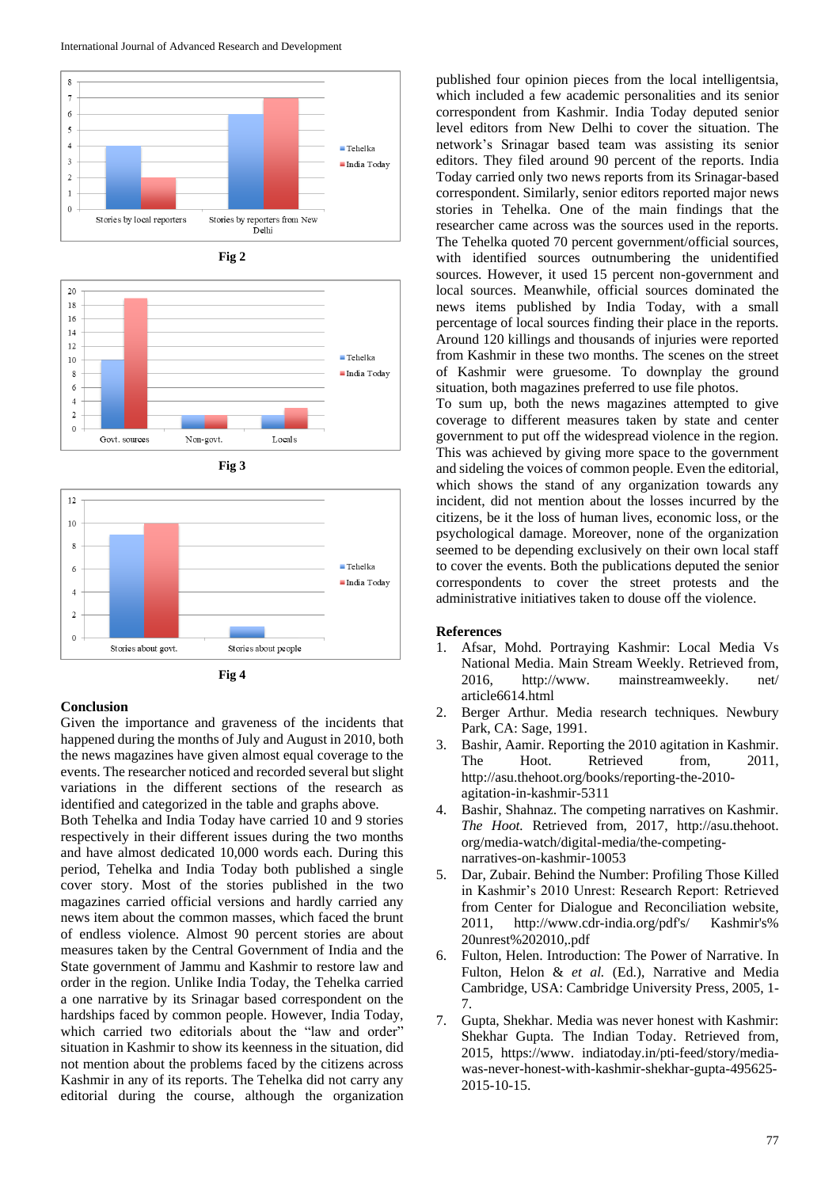Fig 2

Fig 3

Fig 4

## Conclusion

Given the importance and graveness of the incidents that happened during the months of July and August in 2010, both the news magazines have given almost equal coverage to the events. The researcher noticed and recorded several but slight variations in the different sections of the research as identified and categorized in the table and graphs above.

Both Tehelka and India Today have carried 10 and 9 stories respectively in their different issues during the two months and have almost dedicated 10,000 words each. During this period, Tehelka and India Today both published a single cover story. Most of the stories published in the two magazines carried official versions and hardly carried any news item about the common masses, which faced the brunt of endless violence. Almost 90 percent stories are about measures taken by the Central Government of India and the State government of Jammu and Kashmir to restore law and order in the region. Unlike India Today, the Tehelka carried a one narrative by its Srinagar based correspondent on the hardships faced by common people. However, India Today, which carried two editorials about the "law and order" situation in Kashmir to show its keenness in the situation, did not mention about the problems faced by the citizens across Kashmir in any of its reports. The Tehelka did not carry any editorial during the course, although the organization published four opinion pieces from the local intelligentsia, which included a few academic personalities and its senior correspondent from Kashmir. India Today deputed senior level editors from New Delhi to cover the situation. The network's Srinagar based team was assisting its senior editors. They filed around 90 percent of the reports. India Today carried only two news reports from its Srinagar-based correspondent. Similarly, senior editors reported major news stories in Tehelka. One of the main findings that the researcher came across was the sources used in the reports. The Tehelka quoted 70 percent government/official sources, with identified sources outnumbering the unidentified sources. However, it used 15 percent non-government and local sources. Meanwhile, official sources dominated the news items published by India Today, with a small percentage of local sources finding their place in the reports. Around 120 killings and thousands of injuries were reported from Kashmir in these two months. The scenes on the street of Kashmir were gruesome. To downplay the ground situation, both magazines preferred to use file photos.

To sum up, both the news magazines attempted to give coverage to different measures taken by state and center government to put off the widespread violence in the region. This was achieved by giving more space to the government and sideling the voices of common people. Even the editorial, which shows the stand of any organization towards any incident, did not mention about the losses incurred by the citizens, be it the loss of human lives, economic loss, or the psychological damage. Moreover, none of the organization seemed to be depending exclusively on their own local staff to cover the events. Both the publications deputed the senior correspondents to cover the street protests and the administrative initiatives taken to douse off the violence.

## References

1. Afsar, Mohd. Portraying Kashmir: Local Media Vs National Media. Main Stream Weekly. Retrieved from, 2016, http://www. mainstreamweekly. net/ article6614.html
2. Berger Arthur. Media research techniques. Newbury Park, CA: Sage, 1991.
3. Bashir, Aamir. Reporting the 2010 agitation in Kashmir. The Hoot. Retrieved from, 2011, http://asu.thehoot.org/books/reporting-the-2010-agitation-in-kashmir-5311
4. Bashir, Shahnaz. The competing narratives on Kashmir. *The Hoot.* Retrieved from, 2017, http://asu.thehoot. org/media-watch/digital-media/the-competing-narratives-on-kashmir-10053
5. Dar, Zubair. Behind the Number: Profiling Those Killed in Kashmir's 2010 Unrest: Research Report: Retrieved from Center for Dialogue and Reconciliation website, 2011, http://www.cdr-india.org/pdf's/ Kashmir's% 20unrest%202010,.pdf
6. Fulton, Helen. Introduction: The Power of Narrative. In Fulton, Helen & *et al.* (Ed.), Narrative and Media Cambridge, USA: Cambridge University Press, 2005, 1-7.
7. Gupta, Shekhar. Media was never honest with Kashmir: Shekhar Gupta. The Indian Today. Retrieved from, 2015, https://www. indiatoday.in/pti-feed/story/media-was-never-honest-with-kashmir-shekhar-gupta-495625-2015-10-15.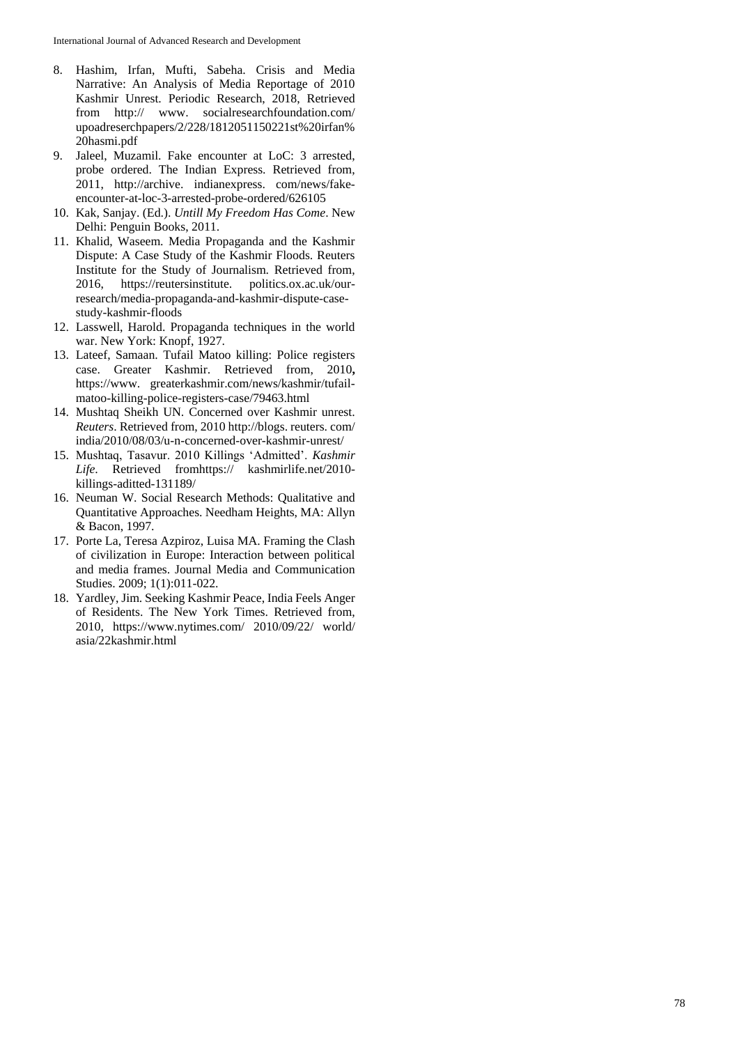8. Hashim, Irfan, Mufti, Sabeha. Crisis and Media Narrative: An Analysis of Media Reportage of 2010 Kashmir Unrest. Periodic Research, 2018, Retrieved from http:// www. socialresearchfoundation.com/ upoadreserchpapers/2/228/1812051150221st%20irfan%20hasmi.pdf
9. Jaleel, Muzamil. Fake encounter at LoC: 3 arrested, probe ordered. The Indian Express. Retrieved from, 2011, http://archive. indianexpress. com/news/fake-encounter-at-loc-3-arrested-probe-ordered/626105
10. Kak, Sanjay. (Ed.). *Untill My Freedom Has Come*. New Delhi: Penguin Books, 2011.
11. Khalid, Waseem. Media Propaganda and the Kashmir Dispute: A Case Study of the Kashmir Floods. Reuters Institute for the Study of Journalism. Retrieved from, 2016, https://reutersinstitute. politics.ox.ac.uk/our-research/media-propaganda-and-kashmir-dispute-case-study-kashmir-floods
12. Lasswell, Harold. Propaganda techniques in the world war. New York: Knopf, 1927.
13. Lateef, Samaan. Tufail Matoo killing: Police registers case. Greater Kashmir. Retrieved from, 2010**,** https://www. greaterkashmir.com/news/kashmir/tufail-matoo-killing-police-registers-case/79463.html
14. Mushtaq Sheikh UN. Concerned over Kashmir unrest. *Reuters*. Retrieved from, 2010 http://blogs. reuters. com/ india/2010/08/03/u-n-concerned-over-kashmir-unrest/
15. Mushtaq, Tasavur. 2010 Killings 'Admitted'. *Kashmir Life*. Retrieved fromhttps:// kashmirlife.net/2010-killings-aditted-131189/
16. Neuman W. Social Research Methods: Qualitative and Quantitative Approaches. Needham Heights, MA: Allyn & Bacon, 1997.
17. Porte La, Teresa Azpiroz, Luisa MA. Framing the Clash of civilization in Europe: Interaction between political and media frames. Journal Media and Communication Studies. 2009; 1(1):011-022.
18. Yardley, Jim. Seeking Kashmir Peace, India Feels Anger of Residents. The New York Times. Retrieved from, 2010, https://www.nytimes.com/ 2010/09/22/ world/ asia/22kashmir.html